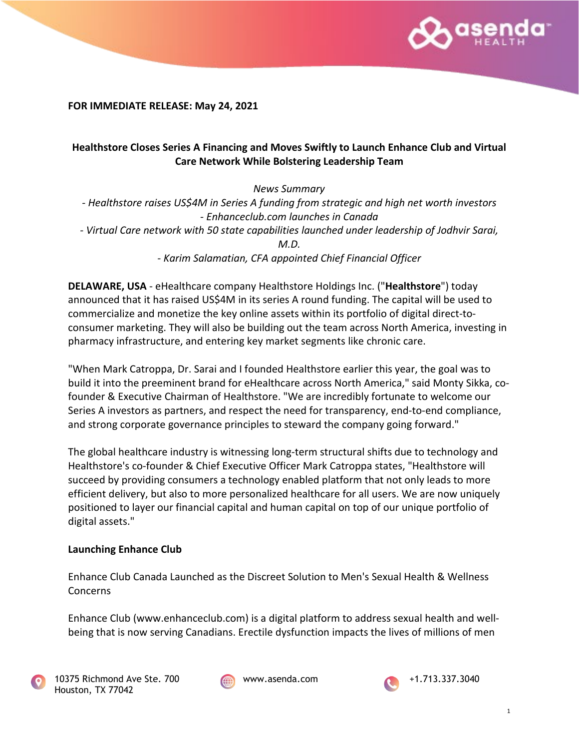**FOR IMMEDIATE RELEASE: May 24, 2021**

## Healthstore Closes Series A Financing and Moves Swiftly to Launch Enhance Club and Virtual Care Network While Bolstering Leadership Team

*News Summary*

*- Healthstore raises US$4M in Series A funding from strategic and high net worth investors*
*- Enhanceclub.com launches in Canada*
*- Virtual Care network with 50 state capabilities launched under leadership of Jodhvir Sarai, M.D.*
*- Karim Salamatian, CFA appointed Chief Financial Officer*

**DELAWARE, USA** - eHealthcare company Healthstore Holdings Inc. ("**Healthstore**") today announced that it has raised US$4M in its series A round funding. The capital will be used to commercialize and monetize the key online assets within its portfolio of digital direct-to-consumer marketing. They will also be building out the team across North America, investing in pharmacy infrastructure, and entering key market segments like chronic care.

"When Mark Catroppa, Dr. Sarai and I founded Healthstore earlier this year, the goal was to build it into the preeminent brand for eHealthcare across North America," said Monty Sikka, co-founder & Executive Chairman of Healthstore. "We are incredibly fortunate to welcome our Series A investors as partners, and respect the need for transparency, end-to-end compliance, and strong corporate governance principles to steward the company going forward."

The global healthcare industry is witnessing long-term structural shifts due to technology and Healthstore's co-founder & Chief Executive Officer Mark Catroppa states, "Healthstore will succeed by providing consumers a technology enabled platform that not only leads to more efficient delivery, but also to more personalized healthcare for all users. We are now uniquely positioned to layer our financial capital and human capital on top of our unique portfolio of digital assets."

**Launching Enhance Club**

Enhance Club Canada Launched as the Discreet Solution to Men's Sexual Health & Wellness Concerns

Enhance Club (www.enhanceclub.com) is a digital platform to address sexual health and well-being that is now serving Canadians. Erectile dysfunction impacts the lives of millions of men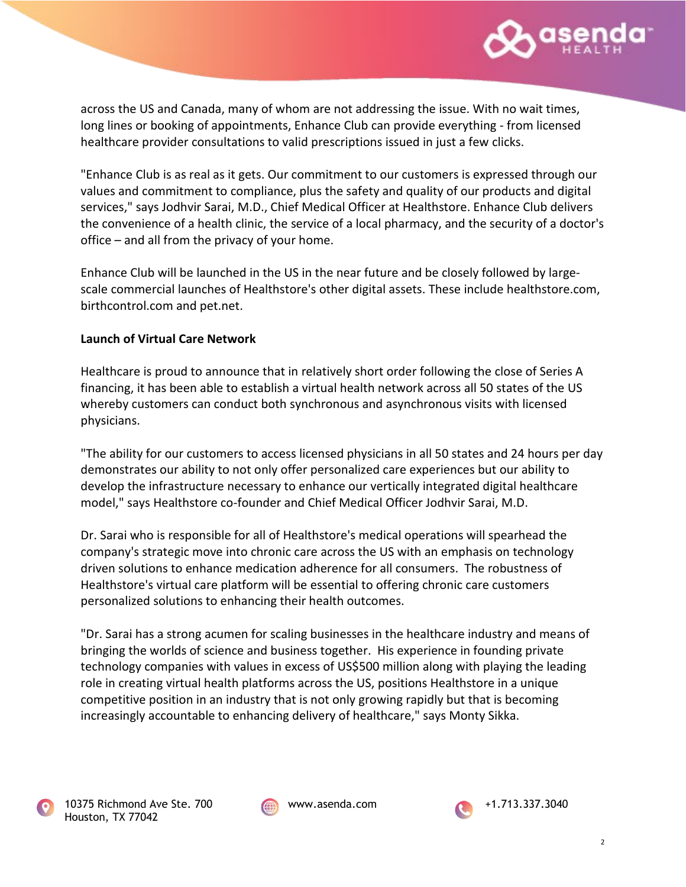across the US and Canada, many of whom are not addressing the issue. With no wait times, long lines or booking of appointments, Enhance Club can provide everything - from licensed healthcare provider consultations to valid prescriptions issued in just a few clicks.

"Enhance Club is as real as it gets. Our commitment to our customers is expressed through our values and commitment to compliance, plus the safety and quality of our products and digital services," says Jodhvir Sarai, M.D., Chief Medical Officer at Healthstore. Enhance Club delivers the convenience of a health clinic, the service of a local pharmacy, and the security of a doctor's office – and all from the privacy of your home.

Enhance Club will be launched in the US in the near future and be closely followed by large-scale commercial launches of Healthstore's other digital assets. These include healthstore.com, birthcontrol.com and pet.net.

**Launch of Virtual Care Network**

Healthcare is proud to announce that in relatively short order following the close of Series A financing, it has been able to establish a virtual health network across all 50 states of the US whereby customers can conduct both synchronous and asynchronous visits with licensed physicians.

"The ability for our customers to access licensed physicians in all 50 states and 24 hours per day demonstrates our ability to not only offer personalized care experiences but our ability to develop the infrastructure necessary to enhance our vertically integrated digital healthcare model," says Healthstore co-founder and Chief Medical Officer Jodhvir Sarai, M.D.

Dr. Sarai who is responsible for all of Healthstore's medical operations will spearhead the company's strategic move into chronic care across the US with an emphasis on technology driven solutions to enhance medication adherence for all consumers. The robustness of Healthstore's virtual care platform will be essential to offering chronic care customers personalized solutions to enhancing their health outcomes.

"Dr. Sarai has a strong acumen for scaling businesses in the healthcare industry and means of bringing the worlds of science and business together. His experience in founding private technology companies with values in excess of US$500 million along with playing the leading role in creating virtual health platforms across the US, positions Healthstore in a unique competitive position in an industry that is not only growing rapidly but that is becoming increasingly accountable to enhancing delivery of healthcare," says Monty Sikka.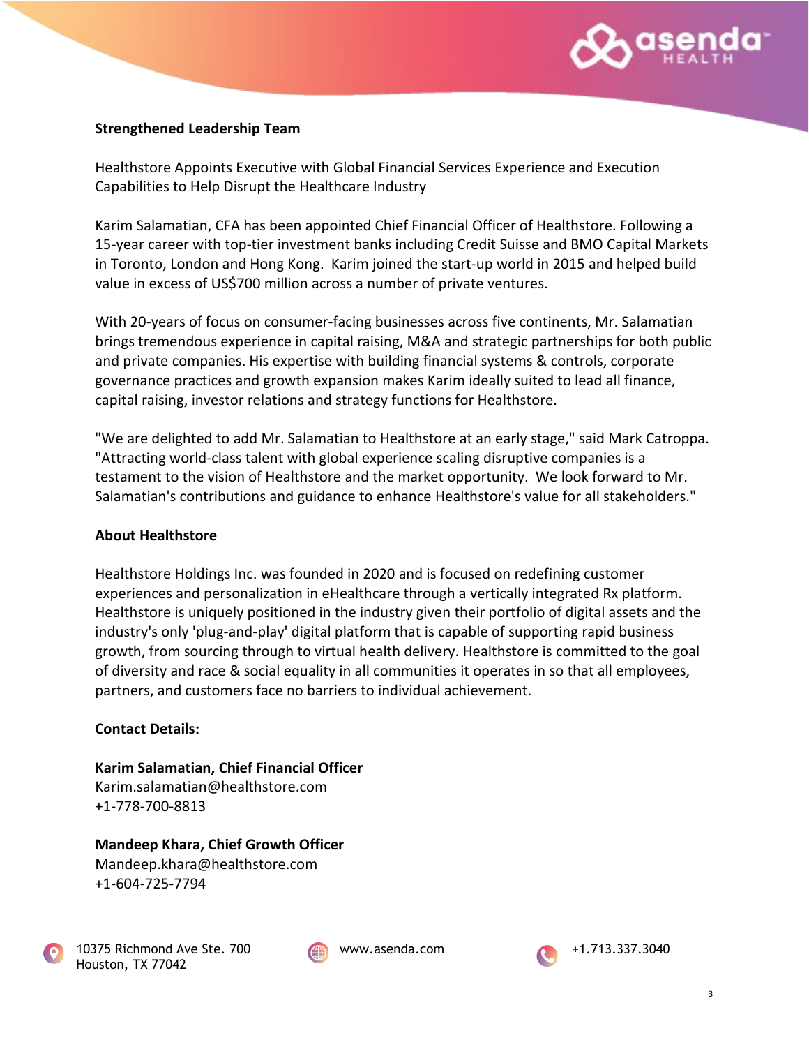**Strengthened Leadership Team**

Healthstore Appoints Executive with Global Financial Services Experience and Execution Capabilities to Help Disrupt the Healthcare Industry

Karim Salamatian, CFA has been appointed Chief Financial Officer of Healthstore. Following a 15-year career with top-tier investment banks including Credit Suisse and BMO Capital Markets in Toronto, London and Hong Kong. Karim joined the start-up world in 2015 and helped build value in excess of US$700 million across a number of private ventures.

With 20-years of focus on consumer-facing businesses across five continents, Mr. Salamatian brings tremendous experience in capital raising, M&A and strategic partnerships for both public and private companies. His expertise with building financial systems & controls, corporate governance practices and growth expansion makes Karim ideally suited to lead all finance, capital raising, investor relations and strategy functions for Healthstore.

"We are delighted to add Mr. Salamatian to Healthstore at an early stage," said Mark Catroppa. "Attracting world-class talent with global experience scaling disruptive companies is a testament to the vision of Healthstore and the market opportunity. We look forward to Mr. Salamatian's contributions and guidance to enhance Healthstore's value for all stakeholders."

**About Healthstore**

Healthstore Holdings Inc. was founded in 2020 and is focused on redefining customer experiences and personalization in eHealthcare through a vertically integrated Rx platform. Healthstore is uniquely positioned in the industry given their portfolio of digital assets and the industry's only 'plug-and-play' digital platform that is capable of supporting rapid business growth, from sourcing through to virtual health delivery. Healthstore is committed to the goal of diversity and race & social equality in all communities it operates in so that all employees, partners, and customers face no barriers to individual achievement.

**Contact Details:**

**Karim Salamatian, Chief Financial Officer**
Karim.salamatian@healthstore.com
+1-778-700-8813

**Mandeep Khara, Chief Growth Officer**
Mandeep.khara@healthstore.com
+1-604-725-7794

10375 Richmond Ave Ste. 700
Houston, TX 77042

www.asenda.com

+1.713.337.3040